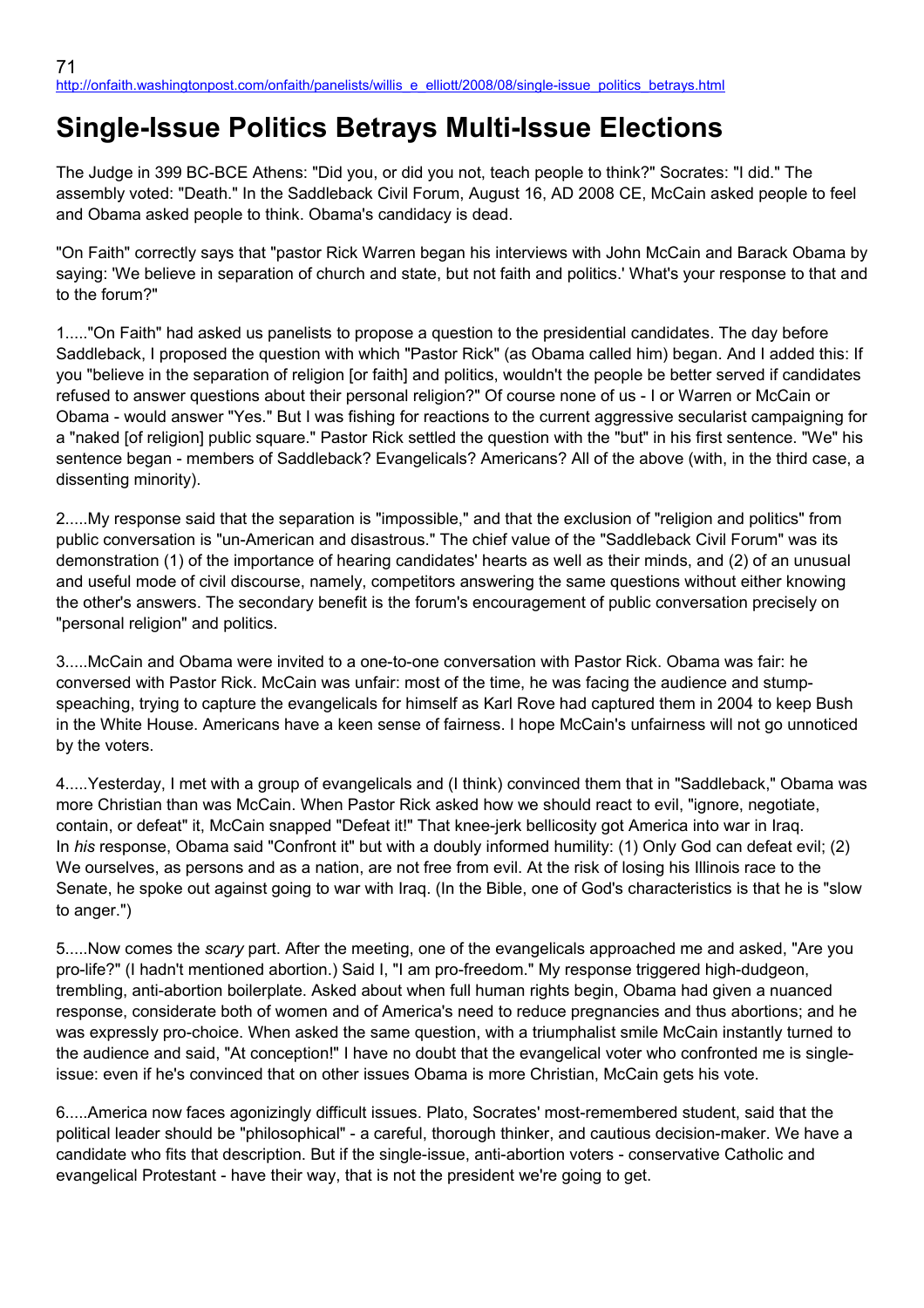71

http://onfaith.washingtonpost.com/onfaith/panelists/willis_e_elliott/2008/08/single-issue_politics_betrays.html

# Single-Issue Politics Betrays Multi-Issue Elections

The Judge in 399 BC-BCE Athens: "Did you, or did you not, teach people to think?" Socrates: "I did." The assembly voted: "Death." In the Saddleback Civil Forum, August 16, AD 2008 CE, McCain asked people to feel and Obama asked people to think. Obama's candidacy is dead.

"On Faith" correctly says that "pastor Rick Warren began his interviews with John McCain and Barack Obama by saying: 'We believe in separation of church and state, but not faith and politics.' What's your response to that and to the forum?"

1....."On Faith" had asked us panelists to propose a question to the presidential candidates. The day before Saddleback, I proposed the question with which "Pastor Rick" (as Obama called him) began. And I added this: If you "believe in the separation of religion [or faith] and politics, wouldn't the people be better served if candidates refused to answer questions about their personal religion?" Of course none of us - I or Warren or McCain or Obama - would answer "Yes." But I was fishing for reactions to the current aggressive secularist campaigning for a "naked [of religion] public square." Pastor Rick settled the question with the "but" in his first sentence. "We" his sentence began - members of Saddleback? Evangelicals? Americans? All of the above (with, in the third case, a dissenting minority).

2.....My response said that the separation is "impossible," and that the exclusion of "religion and politics" from public conversation is "un-American and disastrous." The chief value of the "Saddleback Civil Forum" was its demonstration (1) of the importance of hearing candidates' hearts as well as their minds, and (2) of an unusual and useful mode of civil discourse, namely, competitors answering the same questions without either knowing the other's answers. The secondary benefit is the forum's encouragement of public conversation precisely on "personal religion" and politics.

3.....McCain and Obama were invited to a one-to-one conversation with Pastor Rick. Obama was fair: he conversed with Pastor Rick. McCain was unfair: most of the time, he was facing the audience and stump-speaching, trying to capture the evangelicals for himself as Karl Rove had captured them in 2004 to keep Bush in the White House. Americans have a keen sense of fairness. I hope McCain's unfairness will not go unnoticed by the voters.

4.....Yesterday, I met with a group of evangelicals and (I think) convinced them that in "Saddleback," Obama was more Christian than was McCain. When Pastor Rick asked how we should react to evil, "ignore, negotiate, contain, or defeat" it, McCain snapped "Defeat it!" That knee-jerk bellicosity got America into war in Iraq. In *his* response, Obama said "Confront it" but with a doubly informed humility: (1) Only God can defeat evil; (2) We ourselves, as persons and as a nation, are not free from evil. At the risk of losing his Illinois race to the Senate, he spoke out against going to war with Iraq. (In the Bible, one of God's characteristics is that he is "slow to anger.")

5.....Now comes the *scary* part. After the meeting, one of the evangelicals approached me and asked, "Are you pro-life?" (I hadn't mentioned abortion.) Said I, "I am pro-freedom." My response triggered high-dudgeon, trembling, anti-abortion boilerplate. Asked about when full human rights begin, Obama had given a nuanced response, considerate both of women and of America's need to reduce pregnancies and thus abortions; and he was expressly pro-choice. When asked the same question, with a triumphalist smile McCain instantly turned to the audience and said, "At conception!" I have no doubt that the evangelical voter who confronted me is single-issue: even if he's convinced that on other issues Obama is more Christian, McCain gets his vote.

6.....America now faces agonizingly difficult issues. Plato, Socrates' most-remembered student, said that the political leader should be "philosophical" - a careful, thorough thinker, and cautious decision-maker. We have a candidate who fits that description. But if the single-issue, anti-abortion voters - conservative Catholic and evangelical Protestant - have their way, that is not the president we're going to get.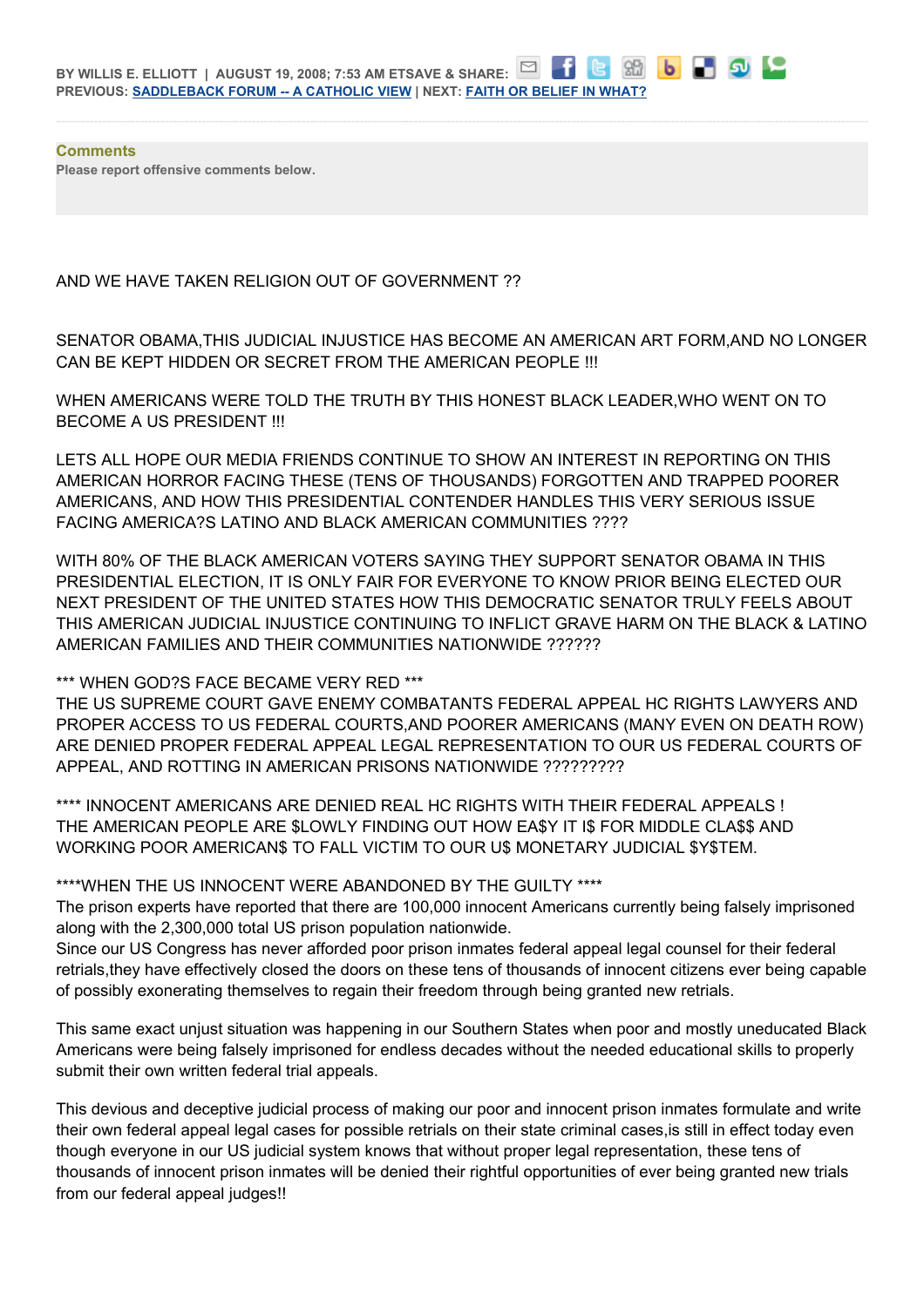BY WILLIS E. ELLIOTT | AUGUST 19, 2008; 7:53 AM ETSAVE & SHARE:
PREVIOUS: SADDLEBACK FORUM -- A CATHOLIC VIEW | NEXT: FAITH OR BELIEF IN WHAT?

**Comments**
Please report offensive comments below.

AND WE HAVE TAKEN RELIGION OUT OF GOVERNMENT ??

SENATOR OBAMA,THIS JUDICIAL INJUSTICE HAS BECOME AN AMERICAN ART FORM,AND NO LONGER CAN BE KEPT HIDDEN OR SECRET FROM THE AMERICAN PEOPLE !!!

WHEN AMERICANS WERE TOLD THE TRUTH BY THIS HONEST BLACK LEADER,WHO WENT ON TO BECOME A US PRESIDENT !!!

LETS ALL HOPE OUR MEDIA FRIENDS CONTINUE TO SHOW AN INTEREST IN REPORTING ON THIS AMERICAN HORROR FACING THESE (TENS OF THOUSANDS) FORGOTTEN AND TRAPPED POORER AMERICANS, AND HOW THIS PRESIDENTIAL CONTENDER HANDLES THIS VERY SERIOUS ISSUE FACING AMERICA?S LATINO AND BLACK AMERICAN COMMUNITIES ????

WITH 80% OF THE BLACK AMERICAN VOTERS SAYING THEY SUPPORT SENATOR OBAMA IN THIS PRESIDENTIAL ELECTION, IT IS ONLY FAIR FOR EVERYONE TO KNOW PRIOR BEING ELECTED OUR NEXT PRESIDENT OF THE UNITED STATES HOW THIS DEMOCRATIC SENATOR TRULY FEELS ABOUT THIS AMERICAN JUDICIAL INJUSTICE CONTINUING TO INFLICT GRAVE HARM ON THE BLACK & LATINO AMERICAN FAMILIES AND THEIR COMMUNITIES NATIONWIDE ??????

*** WHEN GOD?S FACE BECAME VERY RED ***
THE US SUPREME COURT GAVE ENEMY COMBATANTS FEDERAL APPEAL HC RIGHTS LAWYERS AND PROPER ACCESS TO US FEDERAL COURTS,AND POORER AMERICANS (MANY EVEN ON DEATH ROW) ARE DENIED PROPER FEDERAL APPEAL LEGAL REPRESENTATION TO OUR US FEDERAL COURTS OF APPEAL, AND ROTTING IN AMERICAN PRISONS NATIONWIDE ?????????

**** INNOCENT AMERICANS ARE DENIED REAL HC RIGHTS WITH THEIR FEDERAL APPEALS !
THE AMERICAN PEOPLE ARE $LOWLY FINDING OUT HOW EA$Y IT I$ FOR MIDDLE CLA$$ AND WORKING POOR AMERICAN$ TO FALL VICTIM TO OUR U$ MONETARY JUDICIAL $Y$TEM.

****WHEN THE US INNOCENT WERE ABANDONED BY THE GUILTY ****
The prison experts have reported that there are 100,000 innocent Americans currently being falsely imprisoned along with the 2,300,000 total US prison population nationwide.
Since our US Congress has never afforded poor prison inmates federal appeal legal counsel for their federal retrials,they have effectively closed the doors on these tens of thousands of innocent citizens ever being capable of possibly exonerating themselves to regain their freedom through being granted new retrials.

This same exact unjust situation was happening in our Southern States when poor and mostly uneducated Black Americans were being falsely imprisoned for endless decades without the needed educational skills to properly submit their own written federal trial appeals.

This devious and deceptive judicial process of making our poor and innocent prison inmates formulate and write their own federal appeal legal cases for possible retrials on their state criminal cases,is still in effect today even though everyone in our US judicial system knows that without proper legal representation, these tens of thousands of innocent prison inmates will be denied their rightful opportunities of ever being granted new trials from our federal appeal judges!!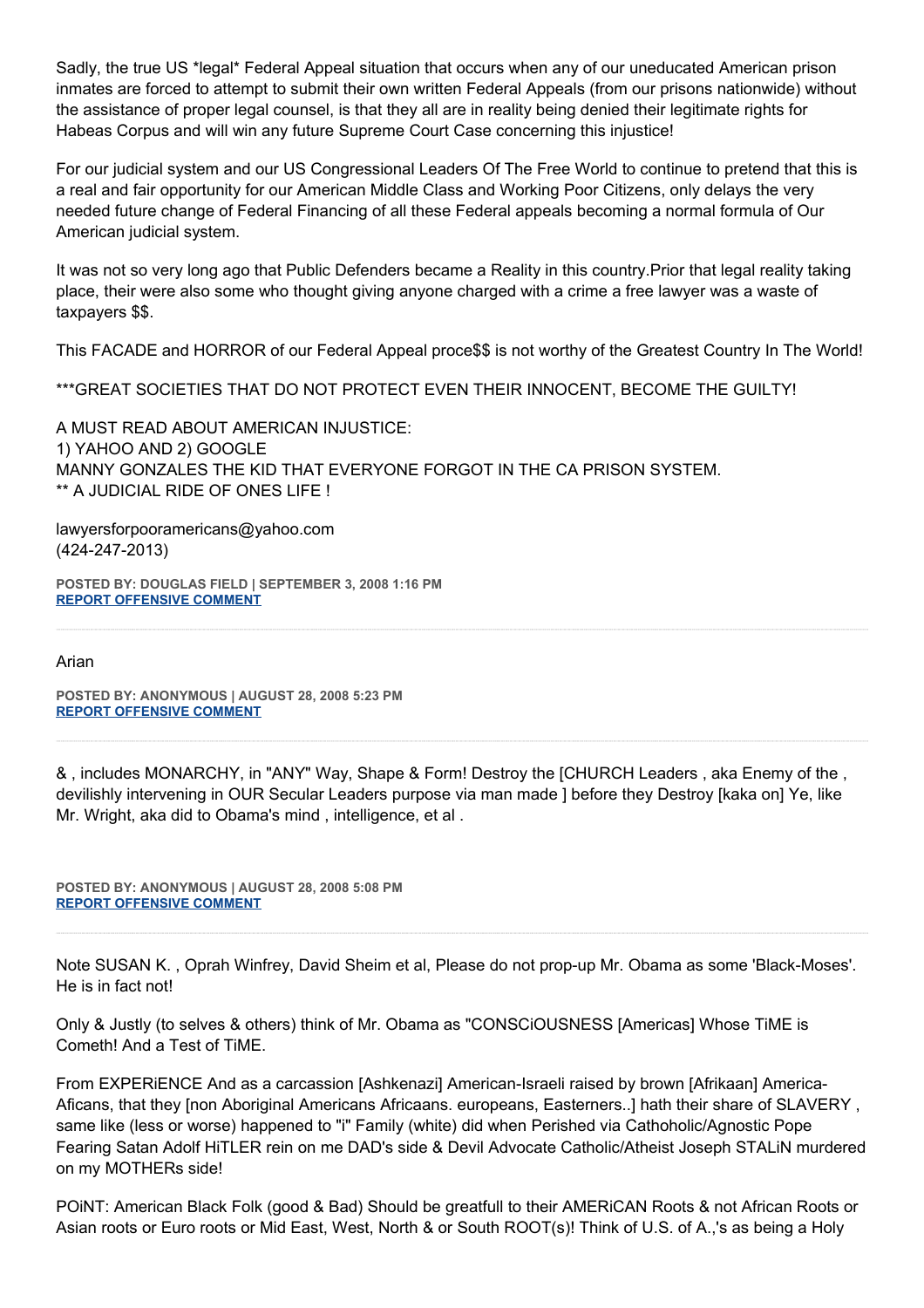Sadly, the true US *legal* Federal Appeal situation that occurs when any of our uneducated American prison inmates are forced to attempt to submit their own written Federal Appeals (from our prisons nationwide) without the assistance of proper legal counsel, is that they all are in reality being denied their legitimate rights for Habeas Corpus and will win any future Supreme Court Case concerning this injustice!

For our judicial system and our US Congressional Leaders Of The Free World to continue to pretend that this is a real and fair opportunity for our American Middle Class and Working Poor Citizens, only delays the very needed future change of Federal Financing of all these Federal appeals becoming a normal formula of Our American judicial system.

It was not so very long ago that Public Defenders became a Reality in this country.Prior that legal reality taking place, their were also some who thought giving anyone charged with a crime a free lawyer was a waste of taxpayers $$.

This FACADE and HORROR of our Federal Appeal proce$$ is not worthy of the Greatest Country In The World!

***GREAT SOCIETIES THAT DO NOT PROTECT EVEN THEIR INNOCENT, BECOME THE GUILTY!

A MUST READ ABOUT AMERICAN INJUSTICE:
1) YAHOO AND 2) GOOGLE
MANNY GONZALES THE KID THAT EVERYONE FORGOT IN THE CA PRISON SYSTEM.
** A JUDICIAL RIDE OF ONES LIFE !

lawyersforpooramericans@yahoo.com
(424-247-2013)

**POSTED BY: DOUGLAS FIELD | SEPTEMBER 3, 2008 1:16 PM**
**REPORT OFFENSIVE COMMENT**

---

Arian

**POSTED BY: ANONYMOUS | AUGUST 28, 2008 5:23 PM**
**REPORT OFFENSIVE COMMENT**

---

& , includes MONARCHY, in "ANY" Way, Shape & Form! Destroy the [CHURCH Leaders , aka Enemy of the , devilishly intervening in OUR Secular Leaders purpose via man made ] before they Destroy [kaka on] Ye, like Mr. Wright, aka did to Obama's mind , intelligence, et al .

**POSTED BY: ANONYMOUS | AUGUST 28, 2008 5:08 PM**
**REPORT OFFENSIVE COMMENT**

---

Note SUSAN K. , Oprah Winfrey, David Sheim et al, Please do not prop-up Mr. Obama as some 'Black-Moses'. He is in fact not!

Only & Justly (to selves & others) think of Mr. Obama as "CONSCiOUSNESS [Americas] Whose TiME is Cometh! And a Test of TiME.

From EXPERiENCE And as a carcassion [Ashkenazi] American-Israeli raised by brown [Afrikaan] America-Aficans, that they [non Aboriginal Americans Africaans. europeans, Easterners..] hath their share of SLAVERY , same like (less or worse) happened to "i" Family (white) did when Perished via Cathoholic/Agnostic Pope Fearing Satan Adolf HiTLER rein on me DAD's side & Devil Advocate Catholic/Atheist Joseph STALiN murdered on my MOTHERs side!

POiNT: American Black Folk (good & Bad) Should be greatfull to their AMERiCAN Roots & not African Roots or Asian roots or Euro roots or Mid East, West, North & or South ROOT(s)! Think of U.S. of A.,'s as being a Holy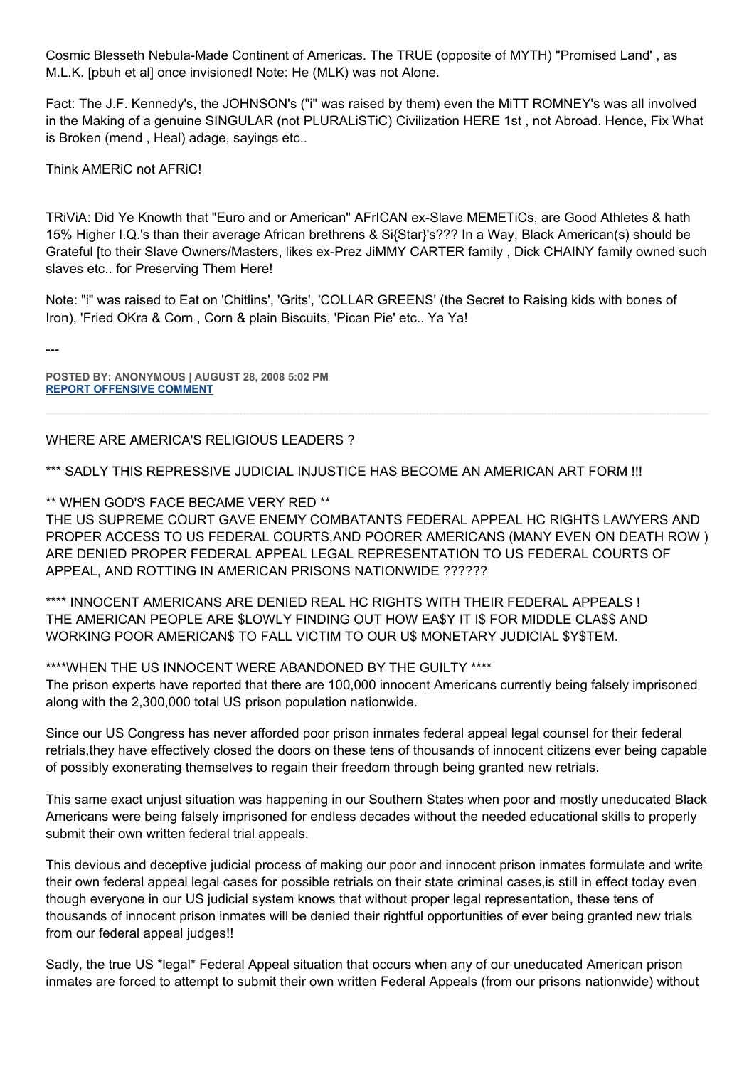Cosmic Blesseth Nebula-Made Continent of Americas. The TRUE (opposite of MYTH) "Promised Land' , as M.L.K. [pbuh et al] once invisioned! Note: He (MLK) was not Alone.

Fact: The J.F. Kennedy's, the JOHNSON's ("i" was raised by them) even the MiTT ROMNEY's was all involved in the Making of a genuine SINGULAR (not PLURALiSTiC) Civilization HERE 1st , not Abroad. Hence, Fix What is Broken (mend , Heal) adage, sayings etc..

Think AMERiC not AFRiC!

TRiViA: Did Ye Knowth that "Euro and or American" AFrICAN ex-Slave MEMETiCs, are Good Athletes & hath 15% Higher I.Q.'s than their average African brethrens & Si{Star}'s??? In a Way, Black American(s) should be Grateful [to their Slave Owners/Masters, likes ex-Prez JiMMY CARTER family , Dick CHAINY family owned such slaves etc.. for Preserving Them Here!

Note: "i" was raised to Eat on 'Chitlins', 'Grits', 'COLLAR GREENS' (the Secret to Raising kids with bones of Iron), 'Fried OKra & Corn , Corn & plain Biscuits, 'Pican Pie' etc.. Ya Ya!

---

**POSTED BY: ANONYMOUS | AUGUST 28, 2008 5:02 PM**
**REPORT OFFENSIVE COMMENT**

---

WHERE ARE AMERICA'S RELIGIOUS LEADERS ?

*** SADLY THIS REPRESSIVE JUDICIAL INJUSTICE HAS BECOME AN AMERICAN ART FORM !!!

** WHEN GOD'S FACE BECAME VERY RED **
THE US SUPREME COURT GAVE ENEMY COMBATANTS FEDERAL APPEAL HC RIGHTS LAWYERS AND PROPER ACCESS TO US FEDERAL COURTS,AND POORER AMERICANS (MANY EVEN ON DEATH ROW ) ARE DENIED PROPER FEDERAL APPEAL LEGAL REPRESENTATION TO US FEDERAL COURTS OF APPEAL, AND ROTTING IN AMERICAN PRISONS NATIONWIDE ??????

**** INNOCENT AMERICANS ARE DENIED REAL HC RIGHTS WITH THEIR FEDERAL APPEALS ! THE AMERICAN PEOPLE ARE $LOWLY FINDING OUT HOW EA$Y IT I$ FOR MIDDLE CLA$$ AND WORKING POOR AMERICAN$ TO FALL VICTIM TO OUR U$ MONETARY JUDICIAL $Y$TEM.

****WHEN THE US INNOCENT WERE ABANDONED BY THE GUILTY ****
The prison experts have reported that there are 100,000 innocent Americans currently being falsely imprisoned along with the 2,300,000 total US prison population nationwide.

Since our US Congress has never afforded poor prison inmates federal appeal legal counsel for their federal retrials,they have effectively closed the doors on these tens of thousands of innocent citizens ever being capable of possibly exonerating themselves to regain their freedom through being granted new retrials.

This same exact unjust situation was happening in our Southern States when poor and mostly uneducated Black Americans were being falsely imprisoned for endless decades without the needed educational skills to properly submit their own written federal trial appeals.

This devious and deceptive judicial process of making our poor and innocent prison inmates formulate and write their own federal appeal legal cases for possible retrials on their state criminal cases,is still in effect today even though everyone in our US judicial system knows that without proper legal representation, these tens of thousands of innocent prison inmates will be denied their rightful opportunities of ever being granted new trials from our federal appeal judges!!

Sadly, the true US *legal* Federal Appeal situation that occurs when any of our uneducated American prison inmates are forced to attempt to submit their own written Federal Appeals (from our prisons nationwide) without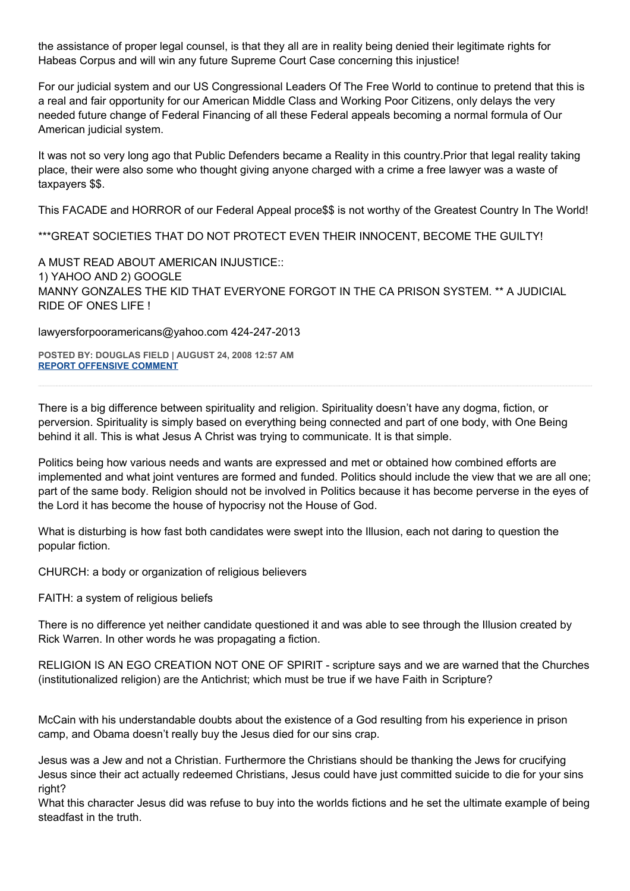the assistance of proper legal counsel, is that they all are in reality being denied their legitimate rights for Habeas Corpus and will win any future Supreme Court Case concerning this injustice!

For our judicial system and our US Congressional Leaders Of The Free World to continue to pretend that this is a real and fair opportunity for our American Middle Class and Working Poor Citizens, only delays the very needed future change of Federal Financing of all these Federal appeals becoming a normal formula of Our American judicial system.

It was not so very long ago that Public Defenders became a Reality in this country.Prior that legal reality taking place, their were also some who thought giving anyone charged with a crime a free lawyer was a waste of taxpayers $$.

This FACADE and HORROR of our Federal Appeal proce$$ is not worthy of the Greatest Country In The World!

***GREAT SOCIETIES THAT DO NOT PROTECT EVEN THEIR INNOCENT, BECOME THE GUILTY!

A MUST READ ABOUT AMERICAN INJUSTICE::
1) YAHOO AND 2) GOOGLE
MANNY GONZALES THE KID THAT EVERYONE FORGOT IN THE CA PRISON SYSTEM. ** A JUDICIAL RIDE OF ONES LIFE !

lawyersforpooramericans@yahoo.com 424-247-2013

**POSTED BY: DOUGLAS FIELD | AUGUST 24, 2008 12:57 AM**
**REPORT OFFENSIVE COMMENT**

---

There is a big difference between spirituality and religion. Spirituality doesn't have any dogma, fiction, or perversion. Spirituality is simply based on everything being connected and part of one body, with One Being behind it all. This is what Jesus A Christ was trying to communicate. It is that simple.

Politics being how various needs and wants are expressed and met or obtained how combined efforts are implemented and what joint ventures are formed and funded. Politics should include the view that we are all one; part of the same body. Religion should not be involved in Politics because it has become perverse in the eyes of the Lord it has become the house of hypocrisy not the House of God.

What is disturbing is how fast both candidates were swept into the Illusion, each not daring to question the popular fiction.

CHURCH: a body or organization of religious believers

FAITH: a system of religious beliefs

There is no difference yet neither candidate questioned it and was able to see through the Illusion created by Rick Warren. In other words he was propagating a fiction.

RELIGION IS AN EGO CREATION NOT ONE OF SPIRIT - scripture says and we are warned that the Churches (institutionalized religion) are the Antichrist; which must be true if we have Faith in Scripture?

McCain with his understandable doubts about the existence of a God resulting from his experience in prison camp, and Obama doesn't really buy the Jesus died for our sins crap.

Jesus was a Jew and not a Christian. Furthermore the Christians should be thanking the Jews for crucifying Jesus since their act actually redeemed Christians, Jesus could have just committed suicide to die for your sins right?
What this character Jesus did was refuse to buy into the worlds fictions and he set the ultimate example of being steadfast in the truth.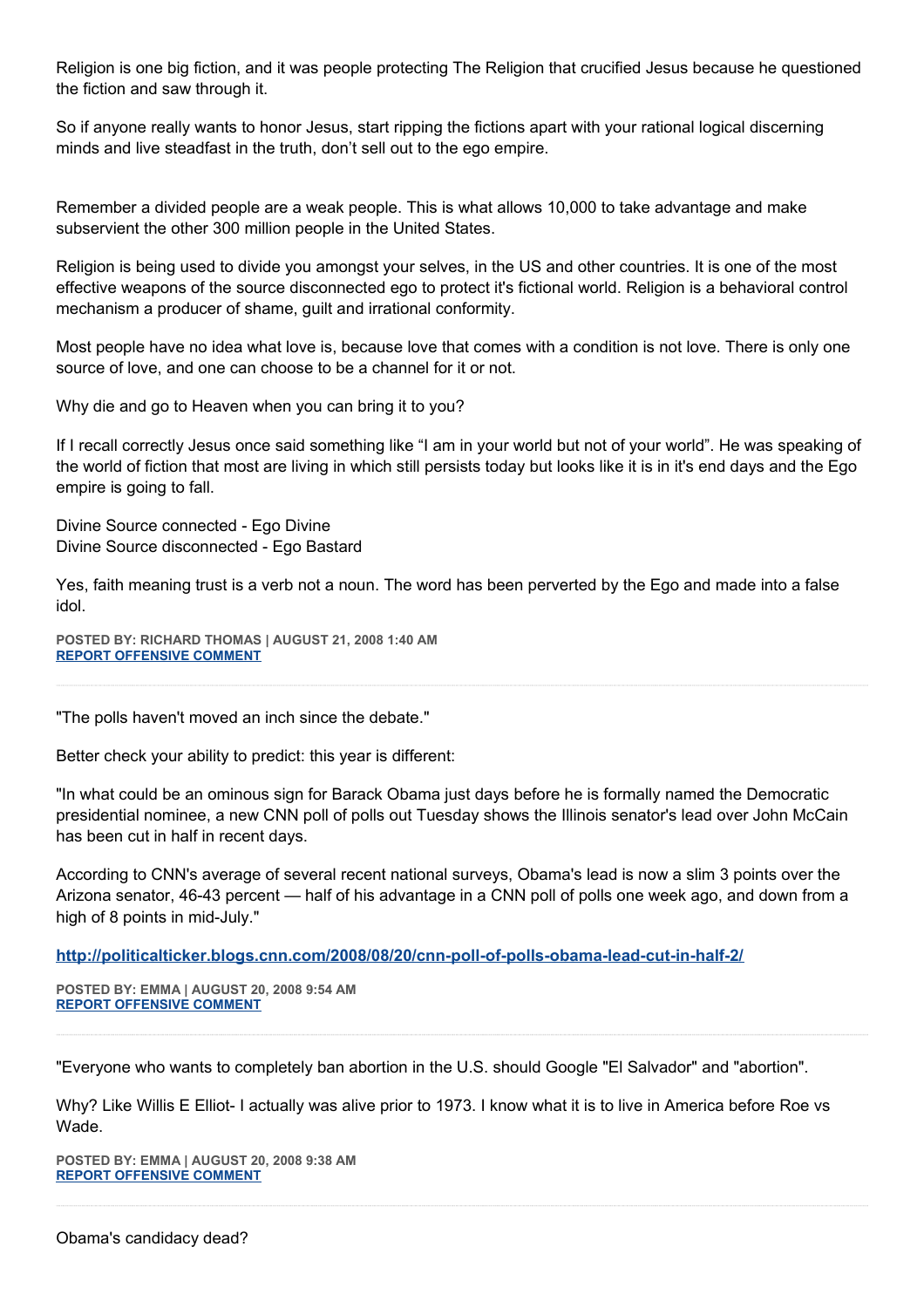Religion is one big fiction, and it was people protecting The Religion that crucified Jesus because he questioned the fiction and saw through it.

So if anyone really wants to honor Jesus, start ripping the fictions apart with your rational logical discerning minds and live steadfast in the truth, don't sell out to the ego empire.

Remember a divided people are a weak people. This is what allows 10,000 to take advantage and make subservient the other 300 million people in the United States.

Religion is being used to divide you amongst your selves, in the US and other countries. It is one of the most effective weapons of the source disconnected ego to protect it's fictional world. Religion is a behavioral control mechanism a producer of shame, guilt and irrational conformity.

Most people have no idea what love is, because love that comes with a condition is not love. There is only one source of love, and one can choose to be a channel for it or not.

Why die and go to Heaven when you can bring it to you?

If I recall correctly Jesus once said something like "I am in your world but not of your world". He was speaking of the world of fiction that most are living in which still persists today but looks like it is in it's end days and the Ego empire is going to fall.

Divine Source connected - Ego Divine
Divine Source disconnected - Ego Bastard

Yes, faith meaning trust is a verb not a noun. The word has been perverted by the Ego and made into a false idol.

**POSTED BY: RICHARD THOMAS | AUGUST 21, 2008 1:40 AM**
**REPORT OFFENSIVE COMMENT**

---

"The polls haven't moved an inch since the debate."

Better check your ability to predict: this year is different:

"In what could be an ominous sign for Barack Obama just days before he is formally named the Democratic presidential nominee, a new CNN poll of polls out Tuesday shows the Illinois senator's lead over John McCain has been cut in half in recent days.

According to CNN's average of several recent national surveys, Obama's lead is now a slim 3 points over the Arizona senator, 46-43 percent — half of his advantage in a CNN poll of polls one week ago, and down from a high of 8 points in mid-July."

http://politicalticker.blogs.cnn.com/2008/08/20/cnn-poll-of-polls-obama-lead-cut-in-half-2/

**POSTED BY: EMMA | AUGUST 20, 2008 9:54 AM**
**REPORT OFFENSIVE COMMENT**

---

"Everyone who wants to completely ban abortion in the U.S. should Google "El Salvador" and "abortion".

Why? Like Willis E Elliot- I actually was alive prior to 1973. I know what it is to live in America before Roe vs Wade.

**POSTED BY: EMMA | AUGUST 20, 2008 9:38 AM**
**REPORT OFFENSIVE COMMENT**

---

Obama's candidacy dead?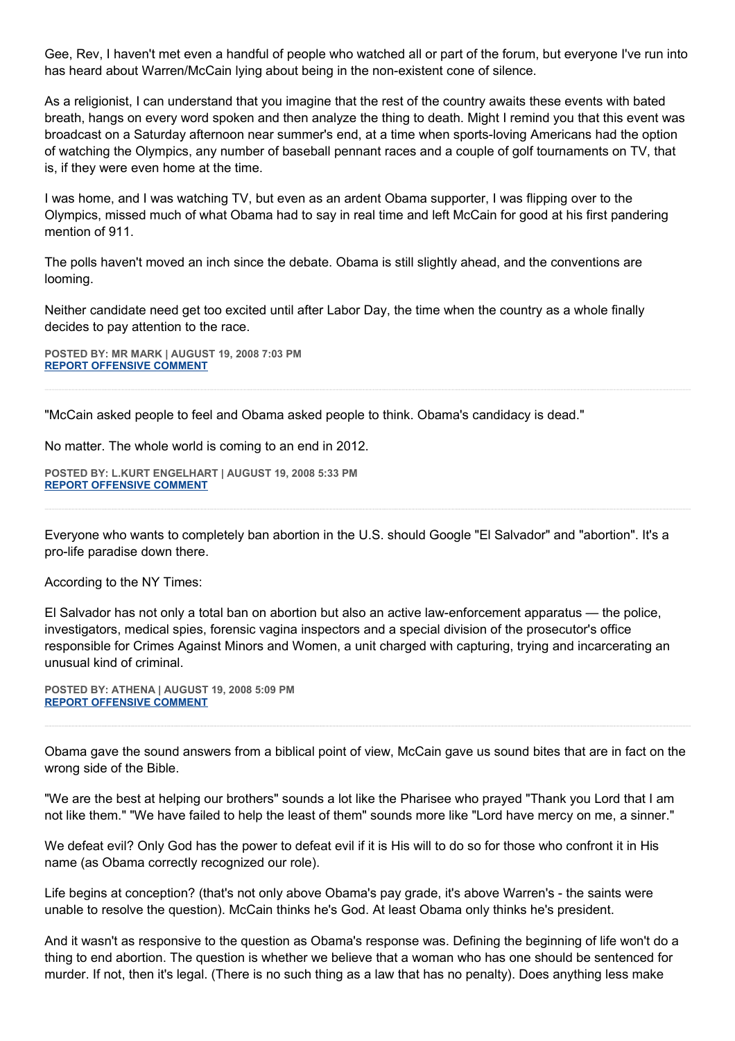Gee, Rev, I haven't met even a handful of people who watched all or part of the forum, but everyone I've run into has heard about Warren/McCain lying about being in the non-existent cone of silence.

As a religionist, I can understand that you imagine that the rest of the country awaits these events with bated breath, hangs on every word spoken and then analyze the thing to death. Might I remind you that this event was broadcast on a Saturday afternoon near summer's end, at a time when sports-loving Americans had the option of watching the Olympics, any number of baseball pennant races and a couple of golf tournaments on TV, that is, if they were even home at the time.

I was home, and I was watching TV, but even as an ardent Obama supporter, I was flipping over to the Olympics, missed much of what Obama had to say in real time and left McCain for good at his first pandering mention of 911.

The polls haven't moved an inch since the debate. Obama is still slightly ahead, and the conventions are looming.

Neither candidate need get too excited until after Labor Day, the time when the country as a whole finally decides to pay attention to the race.

**POSTED BY: MR MARK | AUGUST 19, 2008 7:03 PM**
**REPORT OFFENSIVE COMMENT**

---

"McCain asked people to feel and Obama asked people to think. Obama's candidacy is dead."

No matter. The whole world is coming to an end in 2012.

**POSTED BY: L.KURT ENGELHART | AUGUST 19, 2008 5:33 PM**
**REPORT OFFENSIVE COMMENT**

---

Everyone who wants to completely ban abortion in the U.S. should Google "El Salvador" and "abortion". It's a pro-life paradise down there.

According to the NY Times:

El Salvador has not only a total ban on abortion but also an active law-enforcement apparatus — the police, investigators, medical spies, forensic vagina inspectors and a special division of the prosecutor's office responsible for Crimes Against Minors and Women, a unit charged with capturing, trying and incarcerating an unusual kind of criminal.

**POSTED BY: ATHENA | AUGUST 19, 2008 5:09 PM**
**REPORT OFFENSIVE COMMENT**

---

Obama gave the sound answers from a biblical point of view, McCain gave us sound bites that are in fact on the wrong side of the Bible.

"We are the best at helping our brothers" sounds a lot like the Pharisee who prayed "Thank you Lord that I am not like them." "We have failed to help the least of them" sounds more like "Lord have mercy on me, a sinner."

We defeat evil? Only God has the power to defeat evil if it is His will to do so for those who confront it in His name (as Obama correctly recognized our role).

Life begins at conception? (that's not only above Obama's pay grade, it's above Warren's - the saints were unable to resolve the question). McCain thinks he's God. At least Obama only thinks he's president.

And it wasn't as responsive to the question as Obama's response was. Defining the beginning of life won't do a thing to end abortion. The question is whether we believe that a woman who has one should be sentenced for murder. If not, then it's legal. (There is no such thing as a law that has no penalty). Does anything less make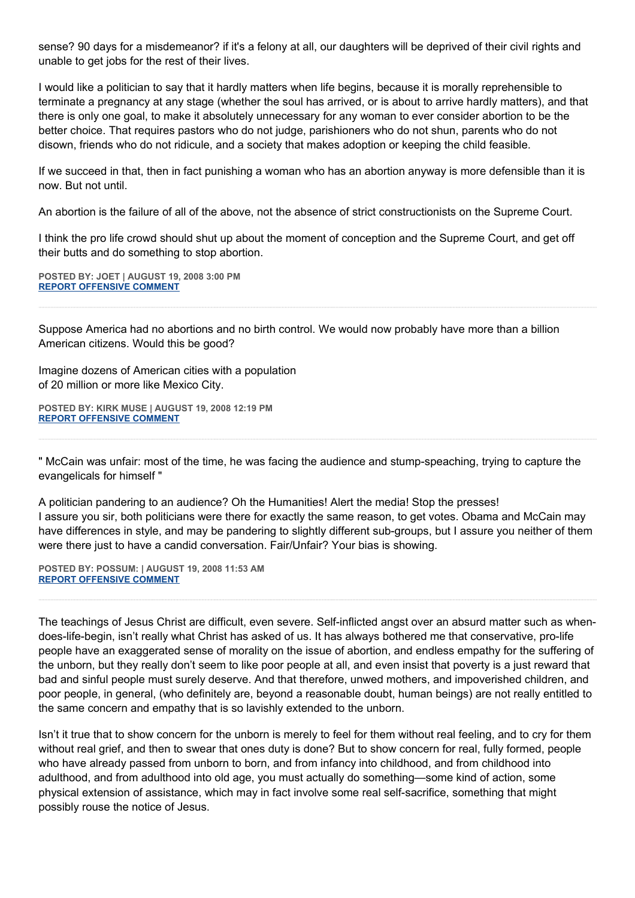sense? 90 days for a misdemeanor? if it's a felony at all, our daughters will be deprived of their civil rights and unable to get jobs for the rest of their lives.

I would like a politician to say that it hardly matters when life begins, because it is morally reprehensible to terminate a pregnancy at any stage (whether the soul has arrived, or is about to arrive hardly matters), and that there is only one goal, to make it absolutely unnecessary for any woman to ever consider abortion to be the better choice. That requires pastors who do not judge, parishioners who do not shun, parents who do not disown, friends who do not ridicule, and a society that makes adoption or keeping the child feasible.

If we succeed in that, then in fact punishing a woman who has an abortion anyway is more defensible than it is now. But not until.

An abortion is the failure of all of the above, not the absence of strict constructionists on the Supreme Court.

I think the pro life crowd should shut up about the moment of conception and the Supreme Court, and get off their butts and do something to stop abortion.

**POSTED BY: JOET | AUGUST 19, 2008 3:00 PM**
**REPORT OFFENSIVE COMMENT**

---

Suppose America had no abortions and no birth control. We would now probably have more than a billion American citizens. Would this be good?

Imagine dozens of American cities with a population
of 20 million or more like Mexico City.

**POSTED BY: KIRK MUSE | AUGUST 19, 2008 12:19 PM**
**REPORT OFFENSIVE COMMENT**

---

" McCain was unfair: most of the time, he was facing the audience and stump-speaching, trying to capture the evangelicals for himself "

A politician pandering to an audience? Oh the Humanities! Alert the media! Stop the presses!
I assure you sir, both politicians were there for exactly the same reason, to get votes. Obama and McCain may have differences in style, and may be pandering to slightly different sub-groups, but I assure you neither of them were there just to have a candid conversation. Fair/Unfair? Your bias is showing.

**POSTED BY: POSSUM: | AUGUST 19, 2008 11:53 AM**
**REPORT OFFENSIVE COMMENT**

---

The teachings of Jesus Christ are difficult, even severe. Self-inflicted angst over an absurd matter such as when-does-life-begin, isn't really what Christ has asked of us. It has always bothered me that conservative, pro-life people have an exaggerated sense of morality on the issue of abortion, and endless empathy for the suffering of the unborn, but they really don't seem to like poor people at all, and even insist that poverty is a just reward that bad and sinful people must surely deserve. And that therefore, unwed mothers, and impoverished children, and poor people, in general, (who definitely are, beyond a reasonable doubt, human beings) are not really entitled to the same concern and empathy that is so lavishly extended to the unborn.

Isn't it true that to show concern for the unborn is merely to feel for them without real feeling, and to cry for them without real grief, and then to swear that ones duty is done? But to show concern for real, fully formed, people who have already passed from unborn to born, and from infancy into childhood, and from childhood into adulthood, and from adulthood into old age, you must actually do something—some kind of action, some physical extension of assistance, which may in fact involve some real self-sacrifice, something that might possibly rouse the notice of Jesus.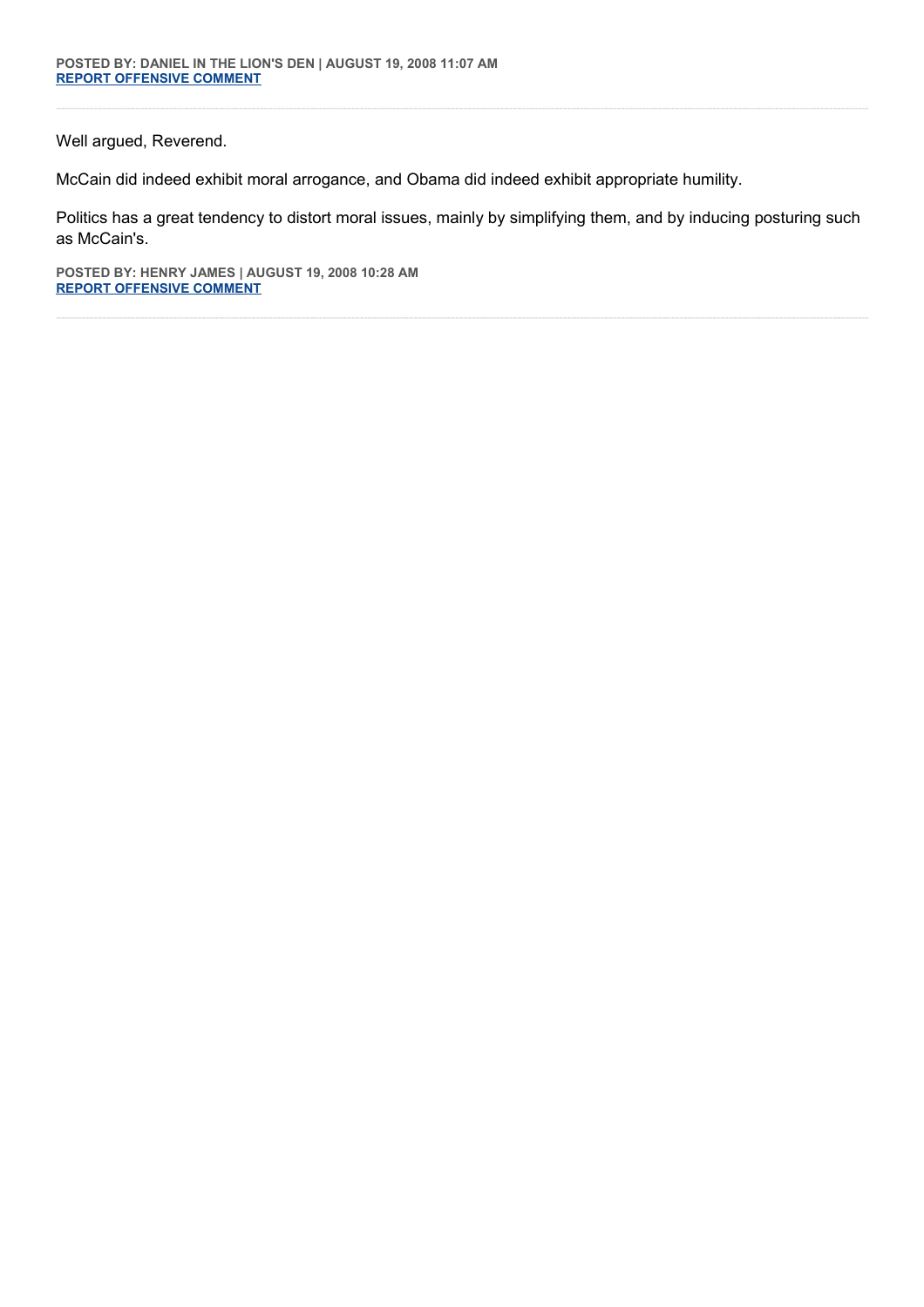**POSTED BY: DANIEL IN THE LION'S DEN | AUGUST 19, 2008 11:07 AM**
**REPORT OFFENSIVE COMMENT**

---

Well argued, Reverend.

McCain did indeed exhibit moral arrogance, and Obama did indeed exhibit appropriate humility.

Politics has a great tendency to distort moral issues, mainly by simplifying them, and by inducing posturing such as McCain's.

**POSTED BY: HENRY JAMES | AUGUST 19, 2008 10:28 AM**
**REPORT OFFENSIVE COMMENT**

---